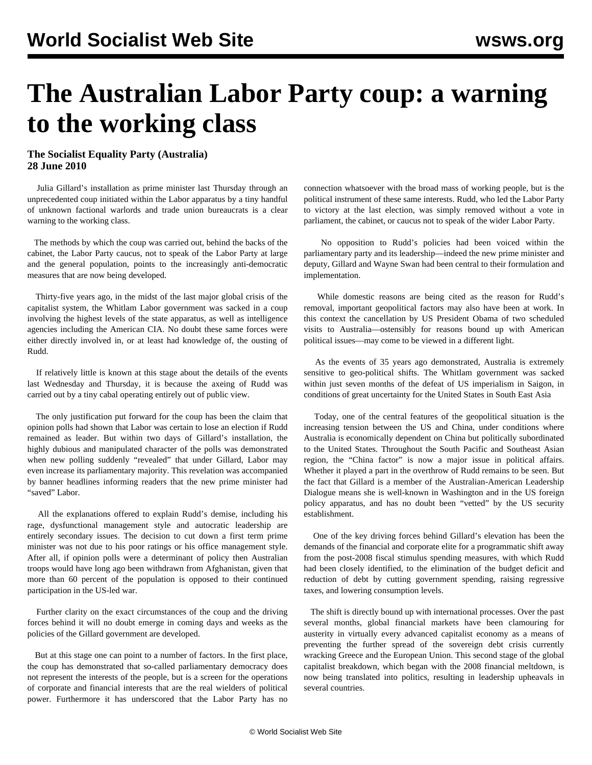# The Australian Labor Party coup: a warning to the working class

**The Socialist Equality Party (Australia)**
**28 June 2010**

Julia Gillard's installation as prime minister last Thursday through an unprecedented coup initiated within the Labor apparatus by a tiny handful of unknown factional warlords and trade union bureaucrats is a clear warning to the working class.

The methods by which the coup was carried out, behind the backs of the cabinet, the Labor Party caucus, not to speak of the Labor Party at large and the general population, points to the increasingly anti-democratic measures that are now being developed.

Thirty-five years ago, in the midst of the last major global crisis of the capitalist system, the Whitlam Labor government was sacked in a coup involving the highest levels of the state apparatus, as well as intelligence agencies including the American CIA. No doubt these same forces were either directly involved in, or at least had knowledge of, the ousting of Rudd.

If relatively little is known at this stage about the details of the events last Wednesday and Thursday, it is because the axeing of Rudd was carried out by a tiny cabal operating entirely out of public view.

The only justification put forward for the coup has been the claim that opinion polls had shown that Labor was certain to lose an election if Rudd remained as leader. But within two days of Gillard's installation, the highly dubious and manipulated character of the polls was demonstrated when new polling suddenly "revealed" that under Gillard, Labor may even increase its parliamentary majority. This revelation was accompanied by banner headlines informing readers that the new prime minister had "saved" Labor.

All the explanations offered to explain Rudd's demise, including his rage, dysfunctional management style and autocratic leadership are entirely secondary issues. The decision to cut down a first term prime minister was not due to his poor ratings or his office management style. After all, if opinion polls were a determinant of policy then Australian troops would have long ago been withdrawn from Afghanistan, given that more than 60 percent of the population is opposed to their continued participation in the US-led war.

Further clarity on the exact circumstances of the coup and the driving forces behind it will no doubt emerge in coming days and weeks as the policies of the Gillard government are developed.

But at this stage one can point to a number of factors. In the first place, the coup has demonstrated that so-called parliamentary democracy does not represent the interests of the people, but is a screen for the operations of corporate and financial interests that are the real wielders of political power. Furthermore it has underscored that the Labor Party has no connection whatsoever with the broad mass of working people, but is the political instrument of these same interests. Rudd, who led the Labor Party to victory at the last election, was simply removed without a vote in parliament, the cabinet, or caucus not to speak of the wider Labor Party.

No opposition to Rudd's policies had been voiced within the parliamentary party and its leadership—indeed the new prime minister and deputy, Gillard and Wayne Swan had been central to their formulation and implementation.

While domestic reasons are being cited as the reason for Rudd's removal, important geopolitical factors may also have been at work. In this context the cancellation by US President Obama of two scheduled visits to Australia—ostensibly for reasons bound up with American political issues—may come to be viewed in a different light.

As the events of 35 years ago demonstrated, Australia is extremely sensitive to geo-political shifts. The Whitlam government was sacked within just seven months of the defeat of US imperialism in Saigon, in conditions of great uncertainty for the United States in South East Asia

Today, one of the central features of the geopolitical situation is the increasing tension between the US and China, under conditions where Australia is economically dependent on China but politically subordinated to the United States. Throughout the South Pacific and Southeast Asian region, the "China factor" is now a major issue in political affairs. Whether it played a part in the overthrow of Rudd remains to be seen. But the fact that Gillard is a member of the Australian-American Leadership Dialogue means she is well-known in Washington and in the US foreign policy apparatus, and has no doubt been "vetted" by the US security establishment.

One of the key driving forces behind Gillard's elevation has been the demands of the financial and corporate elite for a programmatic shift away from the post-2008 fiscal stimulus spending measures, with which Rudd had been closely identified, to the elimination of the budget deficit and reduction of debt by cutting government spending, raising regressive taxes, and lowering consumption levels.

The shift is directly bound up with international processes. Over the past several months, global financial markets have been clamouring for austerity in virtually every advanced capitalist economy as a means of preventing the further spread of the sovereign debt crisis currently wracking Greece and the European Union. This second stage of the global capitalist breakdown, which began with the 2008 financial meltdown, is now being translated into politics, resulting in leadership upheavals in several countries.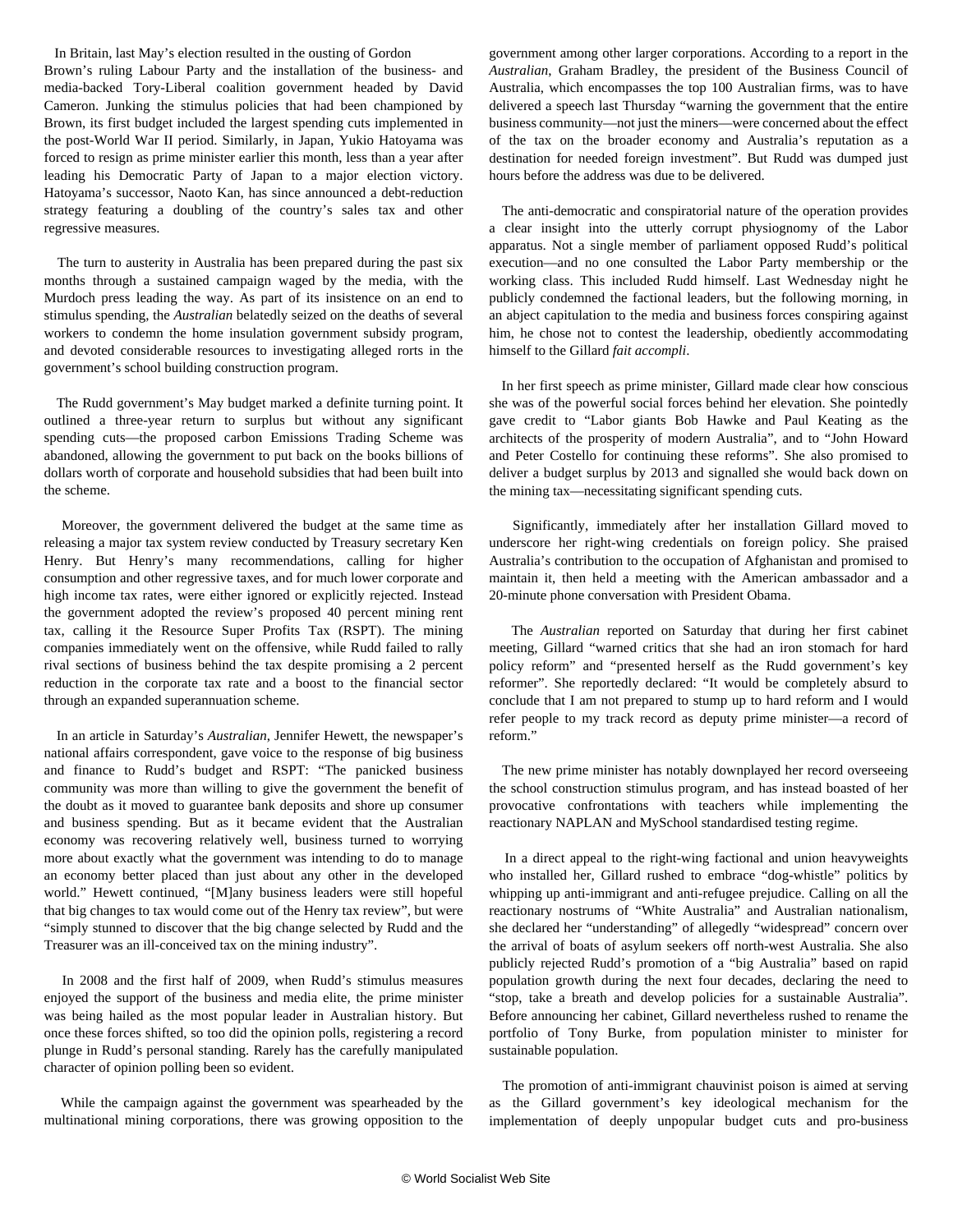In Britain, last May's election resulted in the ousting of Gordon Brown's ruling Labour Party and the installation of the business- and media-backed Tory-Liberal coalition government headed by David Cameron. Junking the stimulus policies that had been championed by Brown, its first budget included the largest spending cuts implemented in the post-World War II period. Similarly, in Japan, Yukio Hatoyama was forced to resign as prime minister earlier this month, less than a year after leading his Democratic Party of Japan to a major election victory. Hatoyama's successor, Naoto Kan, has since announced a debt-reduction strategy featuring a doubling of the country's sales tax and other regressive measures.

The turn to austerity in Australia has been prepared during the past six months through a sustained campaign waged by the media, with the Murdoch press leading the way. As part of its insistence on an end to stimulus spending, the *Australian* belatedly seized on the deaths of several workers to condemn the home insulation government subsidy program, and devoted considerable resources to investigating alleged rorts in the government's school building construction program.

The Rudd government's May budget marked a definite turning point. It outlined a three-year return to surplus but without any significant spending cuts—the proposed carbon Emissions Trading Scheme was abandoned, allowing the government to put back on the books billions of dollars worth of corporate and household subsidies that had been built into the scheme.

Moreover, the government delivered the budget at the same time as releasing a major tax system review conducted by Treasury secretary Ken Henry. But Henry's many recommendations, calling for higher consumption and other regressive taxes, and for much lower corporate and high income tax rates, were either ignored or explicitly rejected. Instead the government adopted the review's proposed 40 percent mining rent tax, calling it the Resource Super Profits Tax (RSPT). The mining companies immediately went on the offensive, while Rudd failed to rally rival sections of business behind the tax despite promising a 2 percent reduction in the corporate tax rate and a boost to the financial sector through an expanded superannuation scheme.

In an article in Saturday's *Australian*, Jennifer Hewett, the newspaper's national affairs correspondent, gave voice to the response of big business and finance to Rudd's budget and RSPT: "The panicked business community was more than willing to give the government the benefit of the doubt as it moved to guarantee bank deposits and shore up consumer and business spending. But as it became evident that the Australian economy was recovering relatively well, business turned to worrying more about exactly what the government was intending to do to manage an economy better placed than just about any other in the developed world." Hewett continued, "[M]any business leaders were still hopeful that big changes to tax would come out of the Henry tax review", but were "simply stunned to discover that the big change selected by Rudd and the Treasurer was an ill-conceived tax on the mining industry".

In 2008 and the first half of 2009, when Rudd's stimulus measures enjoyed the support of the business and media elite, the prime minister was being hailed as the most popular leader in Australian history. But once these forces shifted, so too did the opinion polls, registering a record plunge in Rudd's personal standing. Rarely has the carefully manipulated character of opinion polling been so evident.

While the campaign against the government was spearheaded by the multinational mining corporations, there was growing opposition to the government among other larger corporations. According to a report in the *Australian*, Graham Bradley, the president of the Business Council of Australia, which encompasses the top 100 Australian firms, was to have delivered a speech last Thursday "warning the government that the entire business community—not just the miners—were concerned about the effect of the tax on the broader economy and Australia's reputation as a destination for needed foreign investment". But Rudd was dumped just hours before the address was due to be delivered.

The anti-democratic and conspiratorial nature of the operation provides a clear insight into the utterly corrupt physiognomy of the Labor apparatus. Not a single member of parliament opposed Rudd's political execution—and no one consulted the Labor Party membership or the working class. This included Rudd himself. Last Wednesday night he publicly condemned the factional leaders, but the following morning, in an abject capitulation to the media and business forces conspiring against him, he chose not to contest the leadership, obediently accommodating himself to the Gillard *fait accompli*.

In her first speech as prime minister, Gillard made clear how conscious she was of the powerful social forces behind her elevation. She pointedly gave credit to "Labor giants Bob Hawke and Paul Keating as the architects of the prosperity of modern Australia", and to "John Howard and Peter Costello for continuing these reforms". She also promised to deliver a budget surplus by 2013 and signalled she would back down on the mining tax—necessitating significant spending cuts.

Significantly, immediately after her installation Gillard moved to underscore her right-wing credentials on foreign policy. She praised Australia's contribution to the occupation of Afghanistan and promised to maintain it, then held a meeting with the American ambassador and a 20-minute phone conversation with President Obama.

The *Australian* reported on Saturday that during her first cabinet meeting, Gillard "warned critics that she had an iron stomach for hard policy reform" and "presented herself as the Rudd government's key reformer". She reportedly declared: "It would be completely absurd to conclude that I am not prepared to stump up to hard reform and I would refer people to my track record as deputy prime minister—a record of reform."

The new prime minister has notably downplayed her record overseeing the school construction stimulus program, and has instead boasted of her provocative confrontations with teachers while implementing the reactionary NAPLAN and MySchool standardised testing regime.

In a direct appeal to the right-wing factional and union heavyweights who installed her, Gillard rushed to embrace "dog-whistle" politics by whipping up anti-immigrant and anti-refugee prejudice. Calling on all the reactionary nostrums of "White Australia" and Australian nationalism, she declared her "understanding" of allegedly "widespread" concern over the arrival of boats of asylum seekers off north-west Australia. She also publicly rejected Rudd's promotion of a "big Australia" based on rapid population growth during the next four decades, declaring the need to "stop, take a breath and develop policies for a sustainable Australia". Before announcing her cabinet, Gillard nevertheless rushed to rename the portfolio of Tony Burke, from population minister to minister for sustainable population.

The promotion of anti-immigrant chauvinist poison is aimed at serving as the Gillard government's key ideological mechanism for the implementation of deeply unpopular budget cuts and pro-business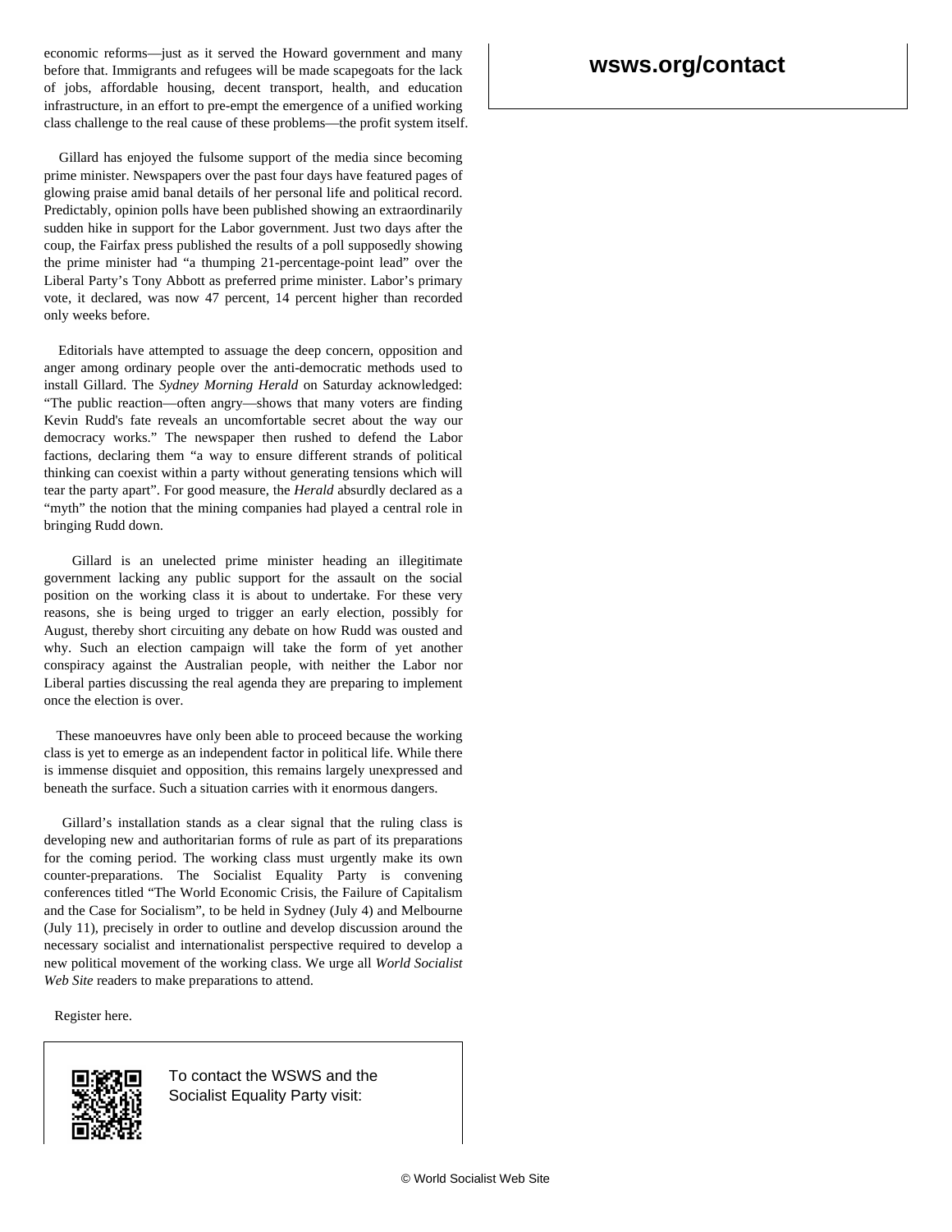economic reforms—just as it served the Howard government and many before that. Immigrants and refugees will be made scapegoats for the lack of jobs, affordable housing, decent transport, health, and education infrastructure, in an effort to pre-empt the emergence of a unified working class challenge to the real cause of these problems—the profit system itself.

Gillard has enjoyed the fulsome support of the media since becoming prime minister. Newspapers over the past four days have featured pages of glowing praise amid banal details of her personal life and political record. Predictably, opinion polls have been published showing an extraordinarily sudden hike in support for the Labor government. Just two days after the coup, the Fairfax press published the results of a poll supposedly showing the prime minister had "a thumping 21-percentage-point lead" over the Liberal Party's Tony Abbott as preferred prime minister. Labor's primary vote, it declared, was now 47 percent, 14 percent higher than recorded only weeks before.

Editorials have attempted to assuage the deep concern, opposition and anger among ordinary people over the anti-democratic methods used to install Gillard. The *Sydney Morning Herald* on Saturday acknowledged: "The public reaction—often angry—shows that many voters are finding Kevin Rudd's fate reveals an uncomfortable secret about the way our democracy works." The newspaper then rushed to defend the Labor factions, declaring them "a way to ensure different strands of political thinking can coexist within a party without generating tensions which will tear the party apart". For good measure, the *Herald* absurdly declared as a "myth" the notion that the mining companies had played a central role in bringing Rudd down.

Gillard is an unelected prime minister heading an illegitimate government lacking any public support for the assault on the social position on the working class it is about to undertake. For these very reasons, she is being urged to trigger an early election, possibly for August, thereby short circuiting any debate on how Rudd was ousted and why. Such an election campaign will take the form of yet another conspiracy against the Australian people, with neither the Labor nor Liberal parties discussing the real agenda they are preparing to implement once the election is over.

These manoeuvres have only been able to proceed because the working class is yet to emerge as an independent factor in political life. While there is immense disquiet and opposition, this remains largely unexpressed and beneath the surface. Such a situation carries with it enormous dangers.

Gillard's installation stands as a clear signal that the ruling class is developing new and authoritarian forms of rule as part of its preparations for the coming period. The working class must urgently make its own counter-preparations. The Socialist Equality Party is convening conferences titled "The World Economic Crisis, the Failure of Capitalism and the Case for Socialism", to be held in Sydney (July 4) and Melbourne (July 11), precisely in order to outline and develop discussion around the necessary socialist and internationalist perspective required to develop a new political movement of the working class. We urge all *World Socialist Web Site* readers to make preparations to attend.

Register here.

To contact the WSWS and the Socialist Equality Party visit:

**wsws.org/contact**

© World Socialist Web Site